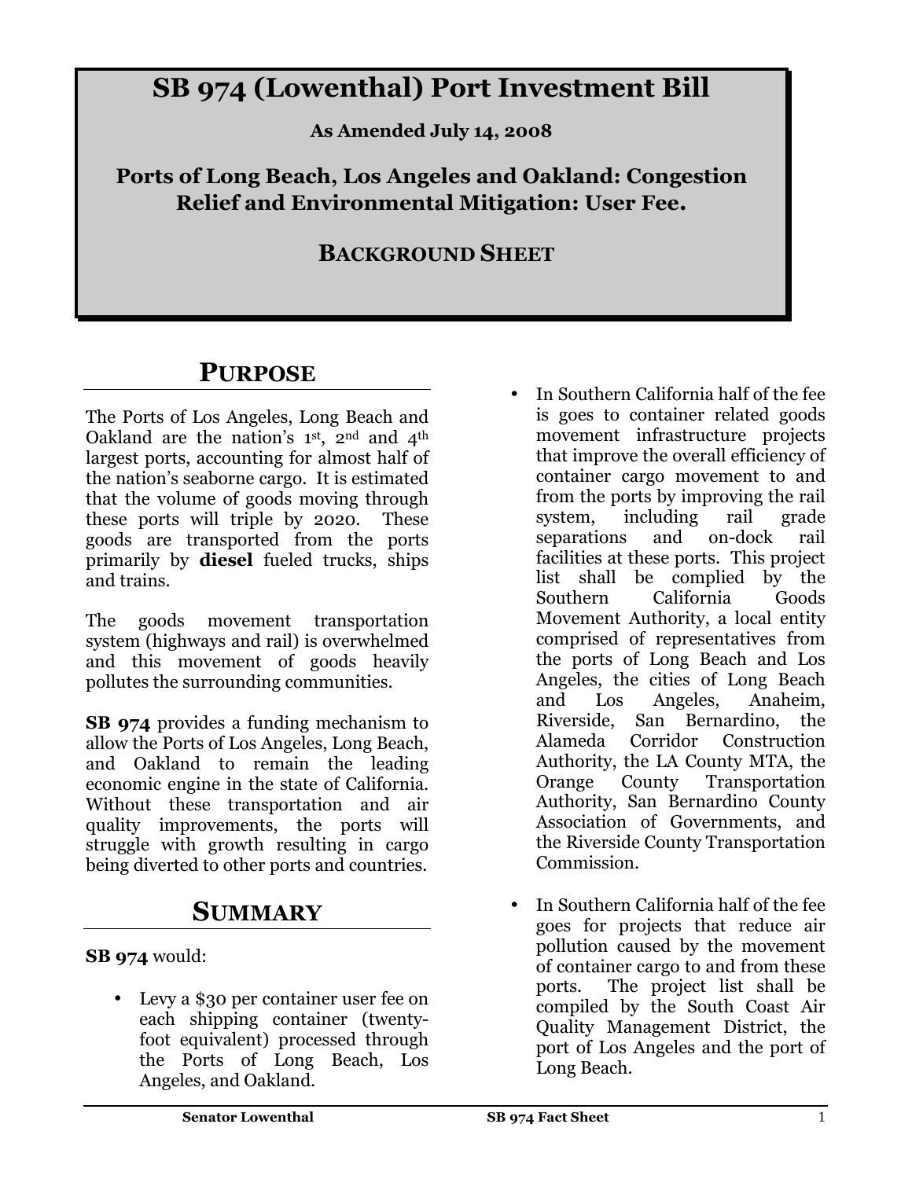# SB 974 (Lowenthal) Port Investment Bill

**As Amended July 14, 2008**

**Ports of Long Beach, Los Angeles and Oakland: Congestion Relief and Environmental Mitigation: User Fee.**

**BACKGROUND SHEET**

## PURPOSE

The Ports of Los Angeles, Long Beach and Oakland are the nation's 1st, 2nd and 4th largest ports, accounting for almost half of the nation's seaborne cargo. It is estimated that the volume of goods moving through these ports will triple by 2020. These goods are transported from the ports primarily by **diesel** fueled trucks, ships and trains.

The goods movement transportation system (highways and rail) is overwhelmed and this movement of goods heavily pollutes the surrounding communities.

**SB 974** provides a funding mechanism to allow the Ports of Los Angeles, Long Beach, and Oakland to remain the leading economic engine in the state of California. Without these transportation and air quality improvements, the ports will struggle with growth resulting in cargo being diverted to other ports and countries.

## SUMMARY

**SB 974** would:

- Levy a $30 per container user fee on each shipping container (twenty-foot equivalent) processed through the Ports of Long Beach, Los Angeles, and Oakland.
- In Southern California half of the fee is goes to container related goods movement infrastructure projects that improve the overall efficiency of container cargo movement to and from the ports by improving the rail system, including rail grade separations and on-dock rail facilities at these ports. This project list shall be complied by the Southern California Goods Movement Authority, a local entity comprised of representatives from the ports of Long Beach and Los Angeles, the cities of Long Beach and Los Angeles, Anaheim, Riverside, San Bernardino, the Alameda Corridor Construction Authority, the LA County MTA, the Orange County Transportation Authority, San Bernardino County Association of Governments, and the Riverside County Transportation Commission.
- In Southern California half of the fee goes for projects that reduce air pollution caused by the movement of container cargo to and from these ports. The project list shall be compiled by the South Coast Air Quality Management District, the port of Los Angeles and the port of Long Beach.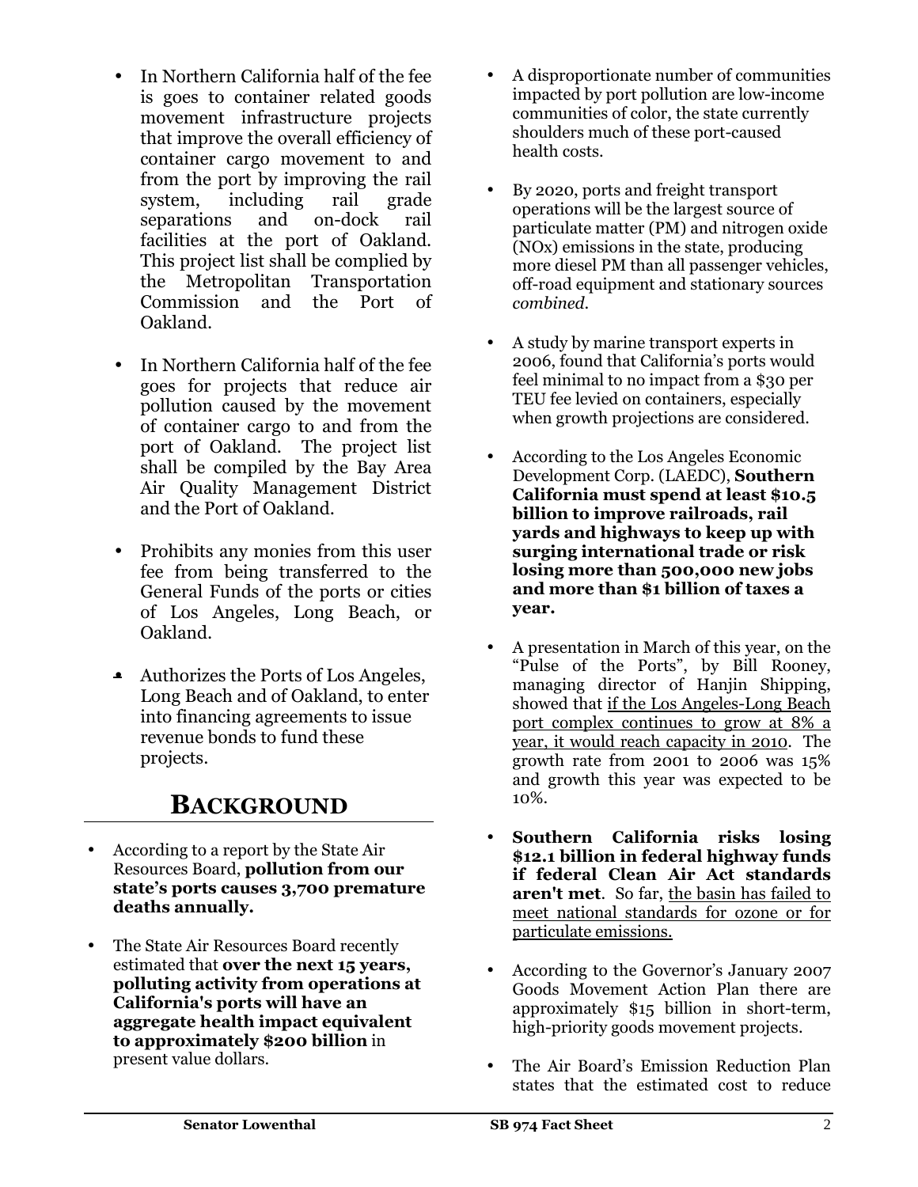- In Northern California half of the fee is goes to container related goods movement infrastructure projects that improve the overall efficiency of container cargo movement to and from the port by improving the rail system, including rail grade separations and on-dock rail facilities at the port of Oakland. This project list shall be complied by the Metropolitan Transportation Commission and the Port of Oakland.

- In Northern California half of the fee goes for projects that reduce air pollution caused by the movement of container cargo to and from the port of Oakland. The project list shall be compiled by the Bay Area Air Quality Management District and the Port of Oakland.

- Prohibits any monies from this user fee from being transferred to the General Funds of the ports or cities of Los Angeles, Long Beach, or Oakland.

- Authorizes the Ports of Los Angeles, Long Beach and of Oakland, to enter into financing agreements to issue revenue bonds to fund these projects.

## BACKGROUND

- According to a report by the State Air Resources Board, **pollution from our state's ports causes 3,700 premature deaths annually.**

- The State Air Resources Board recently estimated that **over the next 15 years, polluting activity from operations at California's ports will have an aggregate health impact equivalent to approximately $200 billion** in present value dollars.

- A disproportionate number of communities impacted by port pollution are low-income communities of color, the state currently shoulders much of these port-caused health costs.

- By 2020, ports and freight transport operations will be the largest source of particulate matter (PM) and nitrogen oxide (NOx) emissions in the state, producing more diesel PM than all passenger vehicles, off-road equipment and stationary sources *combined.*

- A study by marine transport experts in 2006, found that California's ports would feel minimal to no impact from a $30 per TEU fee levied on containers, especially when growth projections are considered.

- According to the Los Angeles Economic Development Corp. (LAEDC), **Southern California must spend at least $10.5 billion to improve railroads, rail yards and highways to keep up with surging international trade or risk losing more than 500,000 new jobs and more than $1 billion of taxes a year.**

- A presentation in March of this year, on the "Pulse of the Ports", by Bill Rooney, managing director of Hanjin Shipping, showed that <u>if the Los Angeles-Long Beach port complex continues to grow at 8% a year, it would reach capacity in 2010</u>. The growth rate from 2001 to 2006 was 15% and growth this year was expected to be 10%.

- **Southern California risks losing $12.1 billion in federal highway funds if federal Clean Air Act standards aren't met**. So far, <u>the basin has failed to meet national standards for ozone or for particulate emissions.</u>

- According to the Governor's January 2007 Goods Movement Action Plan there are approximately $15 billion in short-term, high-priority goods movement projects.

- The Air Board's Emission Reduction Plan states that the estimated cost to reduce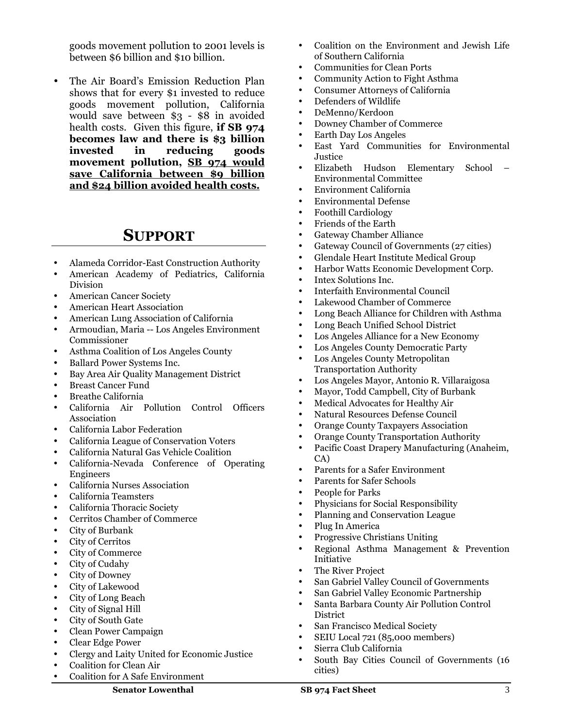goods movement pollution to 2001 levels is between $6 billion and $10 billion.

- The Air Board's Emission Reduction Plan shows that for every $1 invested to reduce goods movement pollution, California would save between $3 - $8 in avoided health costs. Given this figure, **if SB 974 becomes law and there is $3 billion invested in reducing goods movement pollution, <u>SB 974 would save California between $9 billion and $24 billion avoided health costs.</u>**

## SUPPORT

- Alameda Corridor-East Construction Authority
- American Academy of Pediatrics, California Division
- American Cancer Society
- American Heart Association
- American Lung Association of California
- Armoudian, Maria -- Los Angeles Environment Commissioner
- Asthma Coalition of Los Angeles County
- Ballard Power Systems Inc.
- Bay Area Air Quality Management District
- Breast Cancer Fund
- Breathe California
- California Air Pollution Control Officers Association
- California Labor Federation
- California League of Conservation Voters
- California Natural Gas Vehicle Coalition
- California-Nevada Conference of Operating Engineers
- California Nurses Association
- California Teamsters
- California Thoracic Society
- Cerritos Chamber of Commerce
- City of Burbank
- City of Cerritos
- City of Commerce
- City of Cudahy
- City of Downey
- City of Lakewood
- City of Long Beach
- City of Signal Hill
- City of South Gate
- Clean Power Campaign
- Clear Edge Power
- Clergy and Laity United for Economic Justice
- Coalition for Clean Air
- Coalition for A Safe Environment
- Coalition on the Environment and Jewish Life of Southern California
- Communities for Clean Ports
- Community Action to Fight Asthma
- Consumer Attorneys of California
- Defenders of Wildlife
- DeMenno/Kerdoon
- Downey Chamber of Commerce
- Earth Day Los Angeles
- East Yard Communities for Environmental Justice
- Elizabeth Hudson Elementary School – Environmental Committee
- Environment California
- Environmental Defense
- Foothill Cardiology
- Friends of the Earth
- Gateway Chamber Alliance
- Gateway Council of Governments (27 cities)
- Glendale Heart Institute Medical Group
- Harbor Watts Economic Development Corp.
- Intex Solutions Inc.
- Interfaith Environmental Council
- Lakewood Chamber of Commerce
- Long Beach Alliance for Children with Asthma
- Long Beach Unified School District
- Los Angeles Alliance for a New Economy
- Los Angeles County Democratic Party
- Los Angeles County Metropolitan Transportation Authority
- Los Angeles Mayor, Antonio R. Villaraigosa
- Mayor, Todd Campbell, City of Burbank
- Medical Advocates for Healthy Air
- Natural Resources Defense Council
- Orange County Taxpayers Association
- Orange County Transportation Authority
- Pacific Coast Drapery Manufacturing (Anaheim, CA)
- Parents for a Safer Environment
- Parents for Safer Schools
- People for Parks
- Physicians for Social Responsibility
- Planning and Conservation League
- Plug In America
- Progressive Christians Uniting
- Regional Asthma Management & Prevention Initiative
- The River Project
- San Gabriel Valley Council of Governments
- San Gabriel Valley Economic Partnership
- Santa Barbara County Air Pollution Control District
- San Francisco Medical Society
- SEIU Local 721 (85,000 members)
- Sierra Club California
- South Bay Cities Council of Governments (16 cities)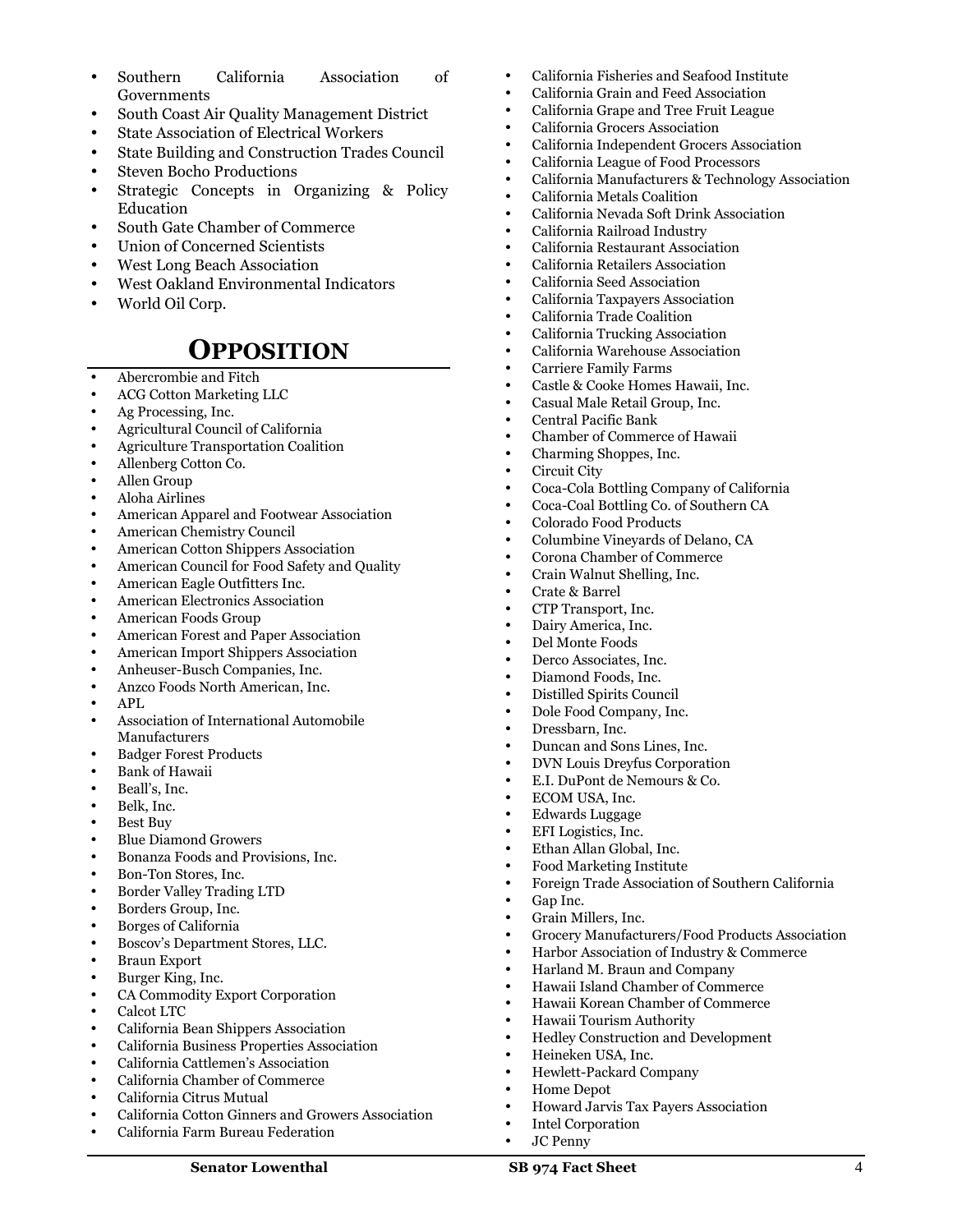- Southern California Association of Governments
- South Coast Air Quality Management District
- State Association of Electrical Workers
- State Building and Construction Trades Council
- Steven Bocho Productions
- Strategic Concepts in Organizing & Policy Education
- South Gate Chamber of Commerce
- Union of Concerned Scientists
- West Long Beach Association
- West Oakland Environmental Indicators
- World Oil Corp.

## OPPOSITION

- Abercrombie and Fitch
- ACG Cotton Marketing LLC
- Ag Processing, Inc.
- Agricultural Council of California
- Agriculture Transportation Coalition
- Allenberg Cotton Co.
- Allen Group
- Aloha Airlines
- American Apparel and Footwear Association
- American Chemistry Council
- American Cotton Shippers Association
- American Council for Food Safety and Quality
- American Eagle Outfitters Inc.
- American Electronics Association
- American Foods Group
- American Forest and Paper Association
- American Import Shippers Association
- Anheuser-Busch Companies, Inc.
- Anzco Foods North American, Inc.
- APL
- Association of International Automobile Manufacturers
- Badger Forest Products
- Bank of Hawaii
- Beall's, Inc.
- Belk, Inc.
- Best Buy
- Blue Diamond Growers
- Bonanza Foods and Provisions, Inc.
- Bon-Ton Stores, Inc.
- Border Valley Trading LTD
- Borders Group, Inc.
- Borges of California
- Boscov's Department Stores, LLC.
- Braun Export
- Burger King, Inc.
- CA Commodity Export Corporation
- Calcot LTC
- California Bean Shippers Association
- California Business Properties Association
- California Cattlemen's Association
- California Chamber of Commerce
- California Citrus Mutual
- California Cotton Ginners and Growers Association
- California Farm Bureau Federation
- California Fisheries and Seafood Institute
- California Grain and Feed Association
- California Grape and Tree Fruit League
- California Grocers Association
- California Independent Grocers Association
- California League of Food Processors
- California Manufacturers & Technology Association
- California Metals Coalition
- California Nevada Soft Drink Association
- California Railroad Industry
- California Restaurant Association
- California Retailers Association
- California Seed Association
- California Taxpayers Association
- California Trade Coalition
- California Trucking Association
- California Warehouse Association
- Carriere Family Farms
- Castle & Cooke Homes Hawaii, Inc.
- Casual Male Retail Group, Inc.
- Central Pacific Bank
- Chamber of Commerce of Hawaii
- Charming Shoppes, Inc.
- Circuit City
- Coca-Cola Bottling Company of California
- Coca-Coal Bottling Co. of Southern CA
- Colorado Food Products
- Columbine Vineyards of Delano, CA
- Corona Chamber of Commerce
- Crain Walnut Shelling, Inc.
- Crate & Barrel
- CTP Transport, Inc.
- Dairy America, Inc.
- Del Monte Foods
- Derco Associates, Inc.
- Diamond Foods, Inc.
- Distilled Spirits Council
- Dole Food Company, Inc.
- Dressbarn, Inc.
- Duncan and Sons Lines, Inc.
- DVN Louis Dreyfus Corporation
- E.I. DuPont de Nemours & Co.
- ECOM USA, Inc.
- Edwards Luggage
- EFI Logistics, Inc.
- Ethan Allan Global, Inc.
- Food Marketing Institute
- Foreign Trade Association of Southern California
- Gap Inc.
- Grain Millers, Inc.
- Grocery Manufacturers/Food Products Association
- Harbor Association of Industry & Commerce
- Harland M. Braun and Company
- Hawaii Island Chamber of Commerce
- Hawaii Korean Chamber of Commerce
- Hawaii Tourism Authority
- Hedley Construction and Development
- Heineken USA, Inc.
- Hewlett-Packard Company
- Home Depot
- Howard Jarvis Tax Payers Association
- Intel Corporation
- JC Penny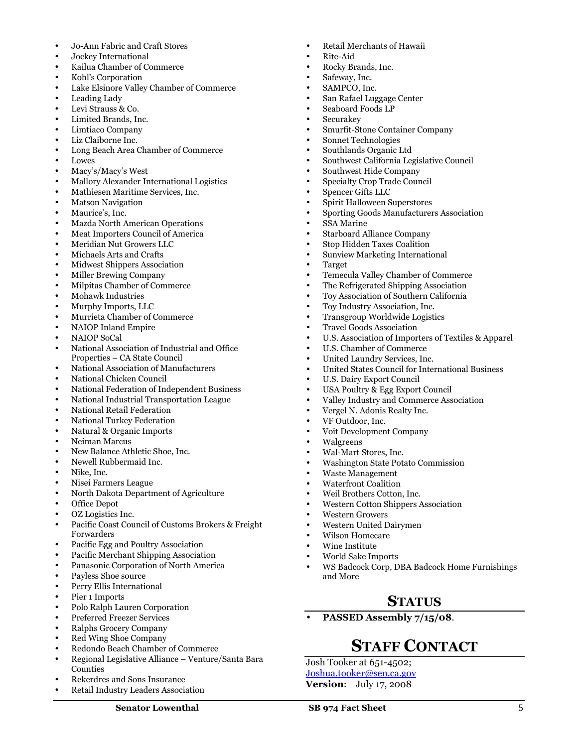- Jo-Ann Fabric and Craft Stores
- Jockey International
- Kailua Chamber of Commerce
- Kohl's Corporation
- Lake Elsinore Valley Chamber of Commerce
- Leading Lady
- Levi Strauss & Co.
- Limited Brands, Inc.
- Limtiaco Company
- Liz Claiborne Inc.
- Long Beach Area Chamber of Commerce
- Lowes
- Macy's/Macy's West
- Mallory Alexander International Logistics
- Mathiesen Maritime Services, Inc.
- Matson Navigation
- Maurice's, Inc.
- Mazda North American Operations
- Meat Importers Council of America
- Meridian Nut Growers LLC
- Michaels Arts and Crafts
- Midwest Shippers Association
- Miller Brewing Company
- Milpitas Chamber of Commerce
- Mohawk Industries
- Murphy Imports, LLC
- Murrieta Chamber of Commerce
- NAIOP Inland Empire
- NAIOP SoCal
- National Association of Industrial and Office Properties – CA State Council
- National Association of Manufacturers
- National Chicken Council
- National Federation of Independent Business
- National Industrial Transportation League
- National Retail Federation
- National Turkey Federation
- Natural & Organic Imports
- Neiman Marcus
- New Balance Athletic Shoe, Inc.
- Newell Rubbermaid Inc.
- Nike, Inc.
- Nisei Farmers League
- North Dakota Department of Agriculture
- Office Depot
- OZ Logistics Inc.
- Pacific Coast Council of Customs Brokers & Freight Forwarders
- Pacific Egg and Poultry Association
- Pacific Merchant Shipping Association
- Panasonic Corporation of North America
- Payless Shoe source
- Perry Ellis International
- Pier 1 Imports
- Polo Ralph Lauren Corporation
- Preferred Freezer Services
- Ralphs Grocery Company
- Red Wing Shoe Company
- Redondo Beach Chamber of Commerce
- Regional Legislative Alliance – Venture/Santa Bara Counties
- Rekerdres and Sons Insurance
- Retail Industry Leaders Association
- Retail Merchants of Hawaii
- Rite-Aid
- Rocky Brands, Inc.
- Safeway, Inc.
- SAMPCO, Inc.
- San Rafael Luggage Center
- Seaboard Foods LP
- Securakey
- Smurfit-Stone Container Company
- Sonnet Technologies
- Southlands Organic Ltd
- Southwest California Legislative Council
- Southwest Hide Company
- Specialty Crop Trade Council
- Spencer Gifts LLC
- Spirit Halloween Superstores
- Sporting Goods Manufacturers Association
- SSA Marine
- Starboard Alliance Company
- Stop Hidden Taxes Coalition
- Sunview Marketing International
- Target
- Temecula Valley Chamber of Commerce
- The Refrigerated Shipping Association
- Toy Association of Southern California
- Toy Industry Association, Inc.
- Transgroup Worldwide Logistics
- Travel Goods Association
- U.S. Association of Importers of Textiles & Apparel
- U.S. Chamber of Commerce
- United Laundry Services, Inc.
- United States Council for International Business
- U.S. Dairy Export Council
- USA Poultry & Egg Export Council
- Valley Industry and Commerce Association
- Vergel N. Adonis Realty Inc.
- VF Outdoor, Inc.
- Voit Development Company
- Walgreens
- Wal-Mart Stores, Inc.
- Washington State Potato Commission
- Waste Management
- Waterfront Coalition
- Weil Brothers Cotton, Inc.
- Western Cotton Shippers Association
- Western Growers
- Western United Dairymen
- Wilson Homecare
- Wine Institute
- World Sake Imports
- WS Badcock Corp, DBA Badcock Home Furnishings and More

## STATUS

- **PASSED Assembly 7/15/08**.

## STAFF CONTACT

Josh Tooker at 651-4502;
Joshua.tooker@sen.ca.gov
**Version**: July 17, 2008